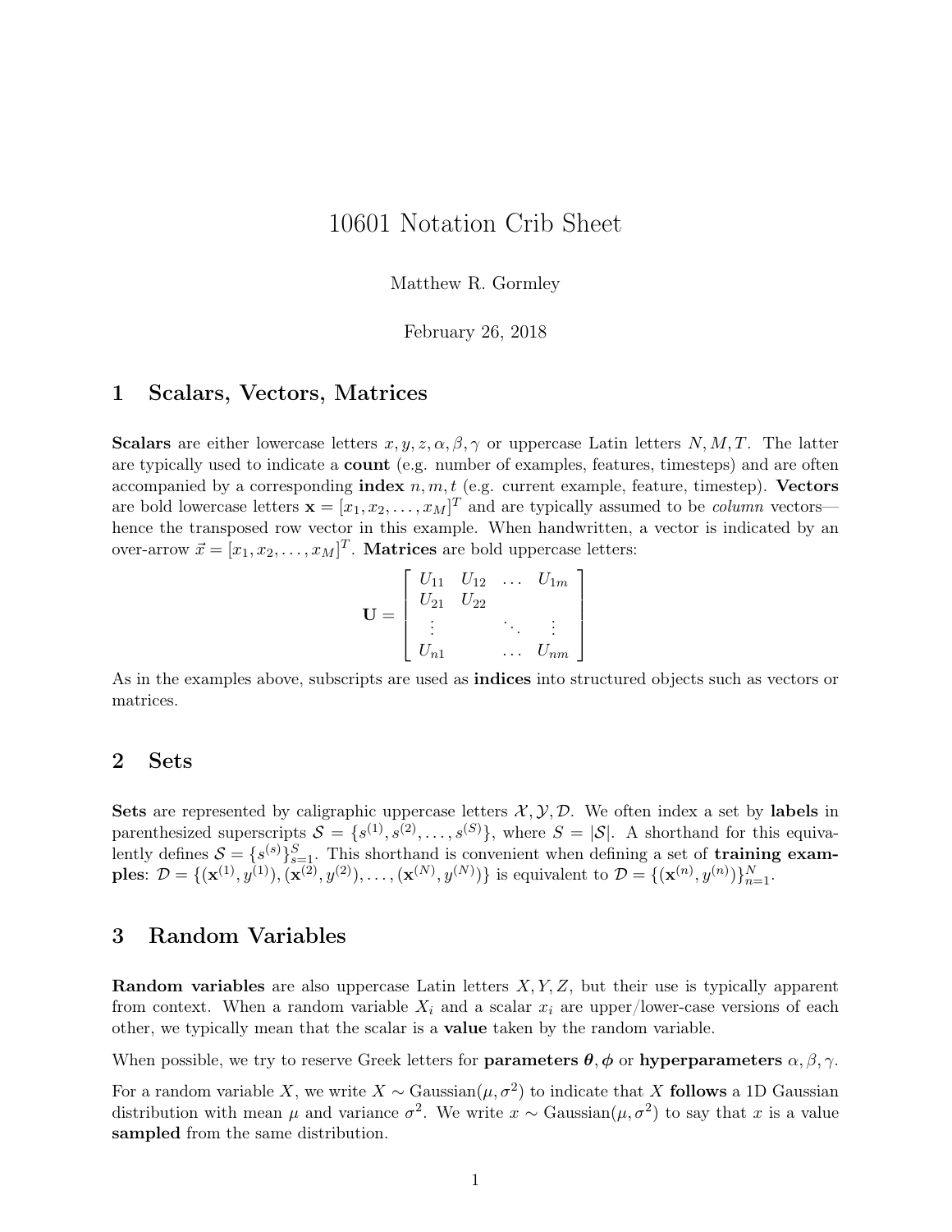# 10601 Notation Crib Sheet

Matthew R. Gormley

February 26, 2018

## 1 Scalars, Vectors, Matrices

**Scalars** are either lowercase letters $x, y, z, \alpha, \beta, \gamma$ or uppercase Latin letters $N, M, T$. The latter are typically used to indicate a **count** (e.g. number of examples, features, timesteps) and are often accompanied by a corresponding **index** $n, m, t$ (e.g. current example, feature, timestep). **Vectors** are bold lowercase letters $\mathbf{x} = [x_1, x_2, \ldots, x_M]^T$ and are typically assumed to be *column* vectors—hence the transposed row vector in this example. When handwritten, a vector is indicated by an over-arrow $\vec{x} = [x_1, x_2, \ldots, x_M]^T$. **Matrices** are bold uppercase letters:

$$\mathbf{U} = \begin{bmatrix} U_{11} & U_{12} & \ldots & U_{1m} \\ U_{21} & U_{22} & & \\ \vdots & & \ddots & \vdots \\ U_{n1} & & \ldots & U_{nm} \end{bmatrix}$$

As in the examples above, subscripts are used as **indices** into structured objects such as vectors or matrices.

## 2 Sets

**Sets** are represented by caligraphic uppercase letters $\mathcal{X}, \mathcal{Y}, \mathcal{D}$. We often index a set by **labels** in parenthesized superscripts $\mathcal{S} = \{s^{(1)}, s^{(2)}, \ldots, s^{(S)}\}$, where $S = |\mathcal{S}|$. A shorthand for this equivalently defines $\mathcal{S} = \{s^{(s)}\}_{s=1}^{S}$. This shorthand is convenient when defining a set of **training examples**: $\mathcal{D} = \{(\mathbf{x}^{(1)}, y^{(1)}), (\mathbf{x}^{(2)}, y^{(2)}), \ldots, (\mathbf{x}^{(N)}, y^{(N)})\}$ is equivalent to $\mathcal{D} = \{(\mathbf{x}^{(n)}, y^{(n)})\}_{n=1}^{N}$.

## 3 Random Variables

**Random variables** are also uppercase Latin letters $X, Y, Z$, but their use is typically apparent from context. When a random variable $X_i$ and a scalar $x_i$ are upper/lower-case versions of each other, we typically mean that the scalar is a **value** taken by the random variable.

When possible, we try to reserve Greek letters for **parameters** $\boldsymbol{\theta}, \boldsymbol{\phi}$ or **hyperparameters** $\alpha, \beta, \gamma$.

For a random variable $X$, we write $X \sim \text{Gaussian}(\mu, \sigma^2)$ to indicate that $X$ **follows** a 1D Gaussian distribution with mean $\mu$ and variance $\sigma^2$. We write $x \sim \text{Gaussian}(\mu, \sigma^2)$ to say that $x$ is a value **sampled** from the same distribution.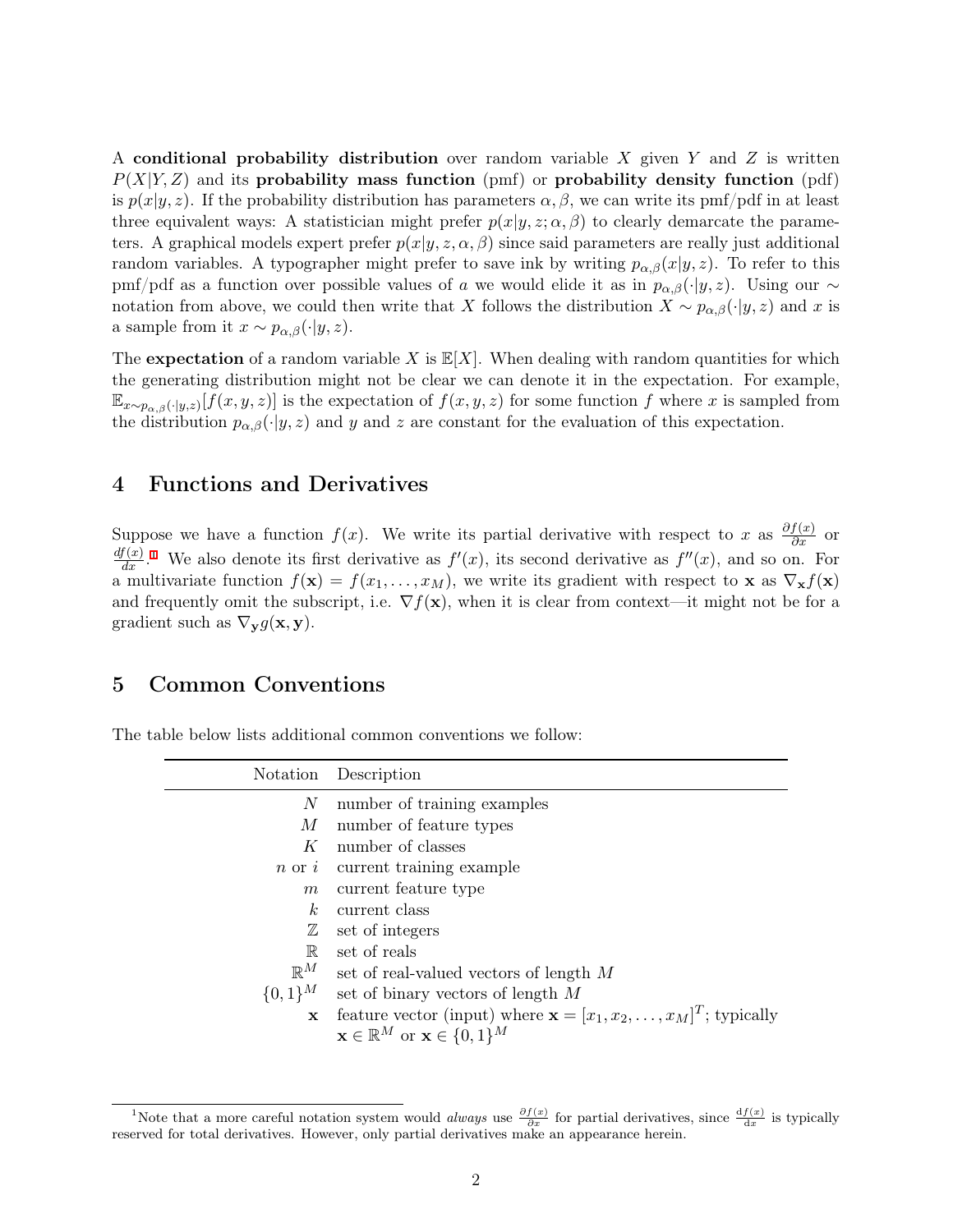A **conditional probability distribution** over random variable $X$ given $Y$ and $Z$ is written $P(X|Y,Z)$ and its **probability mass function** (pmf) or **probability density function** (pdf) is $p(x|y,z)$. If the probability distribution has parameters $\alpha, \beta$, we can write its pmf/pdf in at least three equivalent ways: A statistician might prefer $p(x|y,z;\alpha,\beta)$ to clearly demarcate the parameters. A graphical models expert prefer $p(x|y,z,\alpha,\beta)$ since said parameters are really just additional random variables. A typographer might prefer to save ink by writing $p_{\alpha,\beta}(x|y,z)$. To refer to this pmf/pdf as a function over possible values of $a$ we would elide it as in $p_{\alpha,\beta}(\cdot|y,z)$. Using our $\sim$ notation from above, we could then write that $X$ follows the distribution $X \sim p_{\alpha,\beta}(\cdot|y,z)$ and $x$ is a sample from it $x \sim p_{\alpha,\beta}(\cdot|y,z)$.

The **expectation** of a random variable $X$ is $\mathbb{E}[X]$. When dealing with random quantities for which the generating distribution might not be clear we can denote it in the expectation. For example, $\mathbb{E}_{x \sim p_{\alpha,\beta}(\cdot|y,z)}[f(x,y,z)]$ is the expectation of $f(x,y,z)$ for some function $f$ where $x$ is sampled from the distribution $p_{\alpha,\beta}(\cdot|y,z)$ and $y$ and $z$ are constant for the evaluation of this expectation.

## 4 Functions and Derivatives

Suppose we have a function $f(x)$. We write its partial derivative with respect to $x$ as $\frac{\partial f(x)}{\partial x}$ or $\frac{df(x)}{dx}$.[1] We also denote its first derivative as $f'(x)$, its second derivative as $f''(x)$, and so on. For a multivariate function $f(\mathbf{x}) = f(x_1, \ldots, x_M)$, we write its gradient with respect to $\mathbf{x}$ as $\nabla_{\mathbf{x}} f(\mathbf{x})$ and frequently omit the subscript, i.e. $\nabla f(\mathbf{x})$, when it is clear from context—it might not be for a gradient such as $\nabla_{\mathbf{y}} g(\mathbf{x}, \mathbf{y})$.

## 5 Common Conventions

The table below lists additional common conventions we follow:

| Notation | Description |
|---|---|
| $N$ | number of training examples |
| $M$ | number of feature types |
| $K$ | number of classes |
| $n$ or $i$ | current training example |
| $m$ | current feature type |
| $k$ | current class |
| $\mathbb{Z}$ | set of integers |
| $\mathbb{R}$ | set of reals |
| $\mathbb{R}^M$ | set of real-valued vectors of length $M$ |
| $\{0,1\}^M$ | set of binary vectors of length $M$ |
| $\mathbf{x}$ | feature vector (input) where $\mathbf{x} = [x_1, x_2, \ldots, x_M]^T$; typically $\mathbf{x} \in \mathbb{R}^M$ or $\mathbf{x} \in \{0,1\}^M$ |

[1] Note that a more careful notation system would *always* use $\frac{\partial f(x)}{\partial x}$ for partial derivatives, since $\frac{\mathrm{d}f(x)}{\mathrm{d}x}$ is typically reserved for total derivatives. However, only partial derivatives make an appearance herein.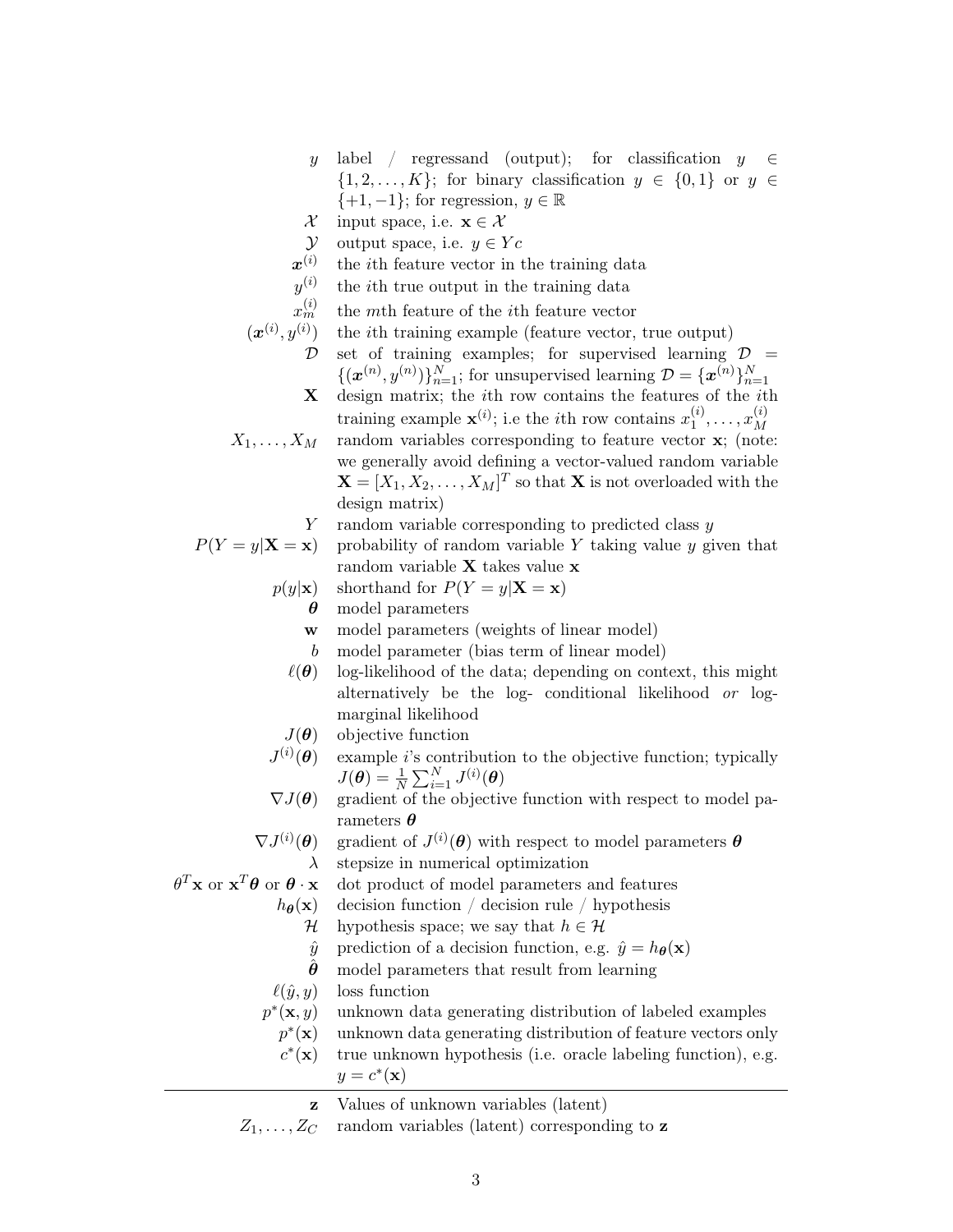| | |
|---|---|
| $y$ | label / regressand (output); for classification $y \in \{1, 2, \ldots, K\}$; for binary classification $y \in \{0, 1\}$ or $y \in \{+1, -1\}$; for regression, $y \in \mathbb{R}$ |
| $\mathcal{X}$ | input space, i.e. $\mathbf{x} \in \mathcal{X}$ |
| $\mathcal{Y}$ | output space, i.e. $y \in Yc$ |
| $\boldsymbol{x}^{(i)}$ | the $i$th feature vector in the training data |
| $y^{(i)}$ | the $i$th true output in the training data |
| $x_m^{(i)}$ | the $m$th feature of the $i$th feature vector |
| $(\boldsymbol{x}^{(i)}, y^{(i)})$ | the $i$th training example (feature vector, true output) |
| $\mathcal{D}$ | set of training examples; for supervised learning $\mathcal{D} = \{(\boldsymbol{x}^{(n)}, y^{(n)})\}_{n=1}^N$; for unsupervised learning $\mathcal{D} = \{\boldsymbol{x}^{(n)}\}_{n=1}^N$ |
| $\mathbf{X}$ | design matrix; the $i$th row contains the features of the $i$th training example $\mathbf{x}^{(i)}$; i.e the $i$th row contains $x_1^{(i)}, \ldots, x_M^{(i)}$ |
| $X_1, \ldots, X_M$ | random variables corresponding to feature vector $\mathbf{x}$; (note: we generally avoid defining a vector-valued random variable $\mathbf{X} = [X_1, X_2, \ldots, X_M]^T$ so that $\mathbf{X}$ is not overloaded with the design matrix) |
| $Y$ | random variable corresponding to predicted class $y$ |
| $P(Y = y \mid \mathbf{X} = \mathbf{x})$ | probability of random variable $Y$ taking value $y$ given that random variable $\mathbf{X}$ takes value $\mathbf{x}$ |
| $p(y \mid \mathbf{x})$ | shorthand for $P(Y = y \mid \mathbf{X} = \mathbf{x})$ |
| $\boldsymbol{\theta}$ | model parameters |
| $\mathbf{w}$ | model parameters (weights of linear model) |
| $b$ | model parameter (bias term of linear model) |
| $\ell(\boldsymbol{\theta})$ | log-likelihood of the data; depending on context, this might alternatively be the log- conditional likelihood *or* log-marginal likelihood |
| $J(\boldsymbol{\theta})$ | objective function |
| $J^{(i)}(\boldsymbol{\theta})$ | example $i$'s contribution to the objective function; typically $J(\boldsymbol{\theta}) = \frac{1}{N} \sum_{i=1}^N J^{(i)}(\boldsymbol{\theta})$ |
| $\nabla J(\boldsymbol{\theta})$ | gradient of the objective function with respect to model parameters $\boldsymbol{\theta}$ |
| $\nabla J^{(i)}(\boldsymbol{\theta})$ | gradient of $J^{(i)}(\boldsymbol{\theta})$ with respect to model parameters $\boldsymbol{\theta}$ |
| $\lambda$ | stepsize in numerical optimization |
| $\theta^T \mathbf{x}$ or $\mathbf{x}^T \boldsymbol{\theta}$ or $\boldsymbol{\theta} \cdot \mathbf{x}$ | dot product of model parameters and features |
| $h_{\boldsymbol{\theta}}(\mathbf{x})$ | decision function / decision rule / hypothesis |
| $\mathcal{H}$ | hypothesis space; we say that $h \in \mathcal{H}$ |
| $\hat{y}$ | prediction of a decision function, e.g. $\hat{y} = h_{\boldsymbol{\theta}}(\mathbf{x})$ |
| $\hat{\boldsymbol{\theta}}$ | model parameters that result from learning |
| $\ell(\hat{y}, y)$ | loss function |
| $p^*(\mathbf{x}, y)$ | unknown data generating distribution of labeled examples |
| $p^*(\mathbf{x})$ | unknown data generating distribution of feature vectors only |
| $c^*(\mathbf{x})$ | true unknown hypothesis (i.e. oracle labeling function), e.g. $y = c^*(\mathbf{x})$ |

| | |
|---|---|
| $\mathbf{z}$ | Values of unknown variables (latent) |
| $Z_1, \ldots, Z_C$ | random variables (latent) corresponding to $\mathbf{z}$ |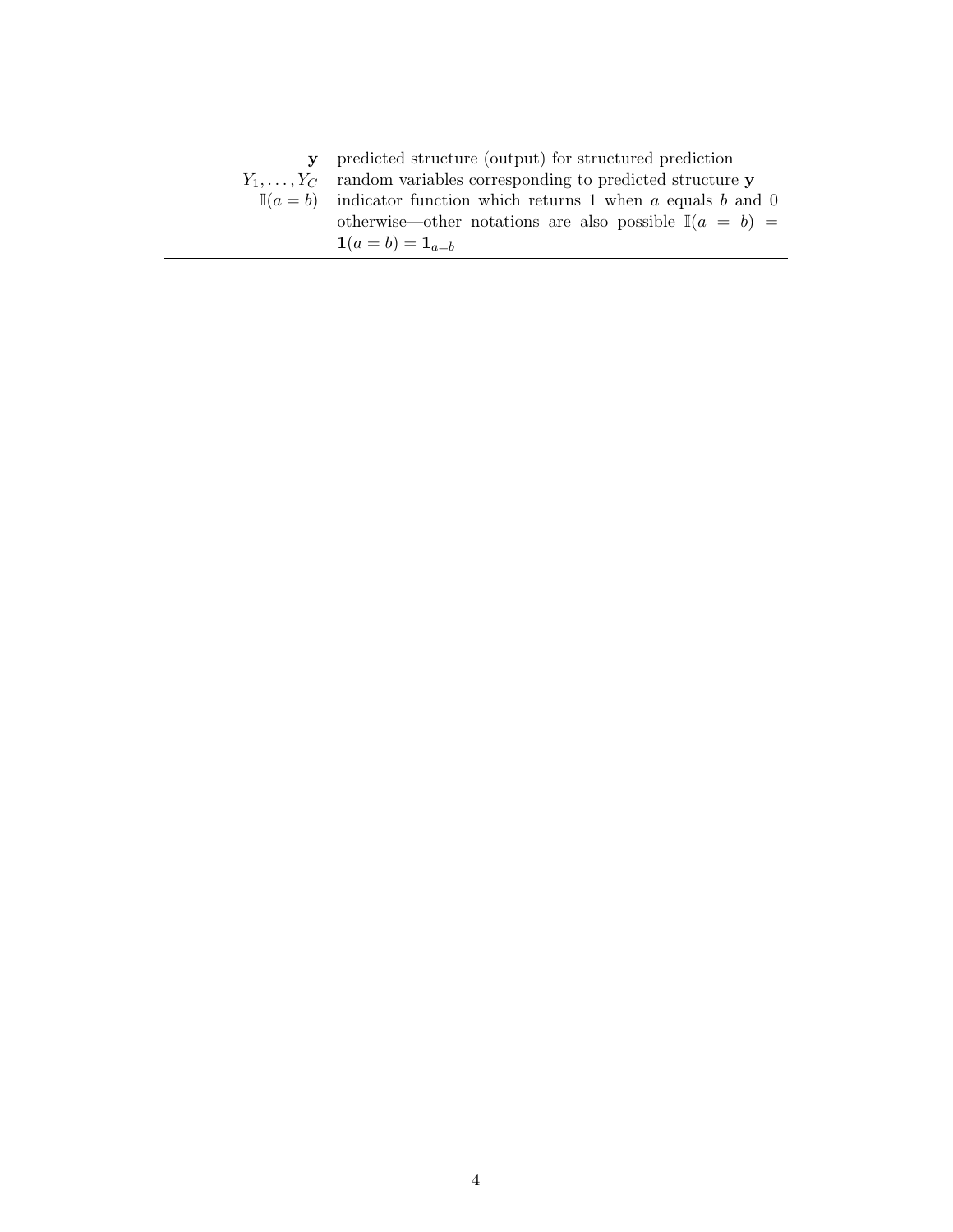| | |
|---|---|
| $\mathbf{y}$ | predicted structure (output) for structured prediction |
| $Y_1, \ldots, Y_C$ | random variables corresponding to predicted structure $\mathbf{y}$ |
| $\mathbb{I}(a = b)$ | indicator function which returns 1 when $a$ equals $b$ and 0 otherwise—other notations are also possible $\mathbb{I}(a = b) = \mathbf{1}(a = b) = \mathbf{1}_{a=b}$ |